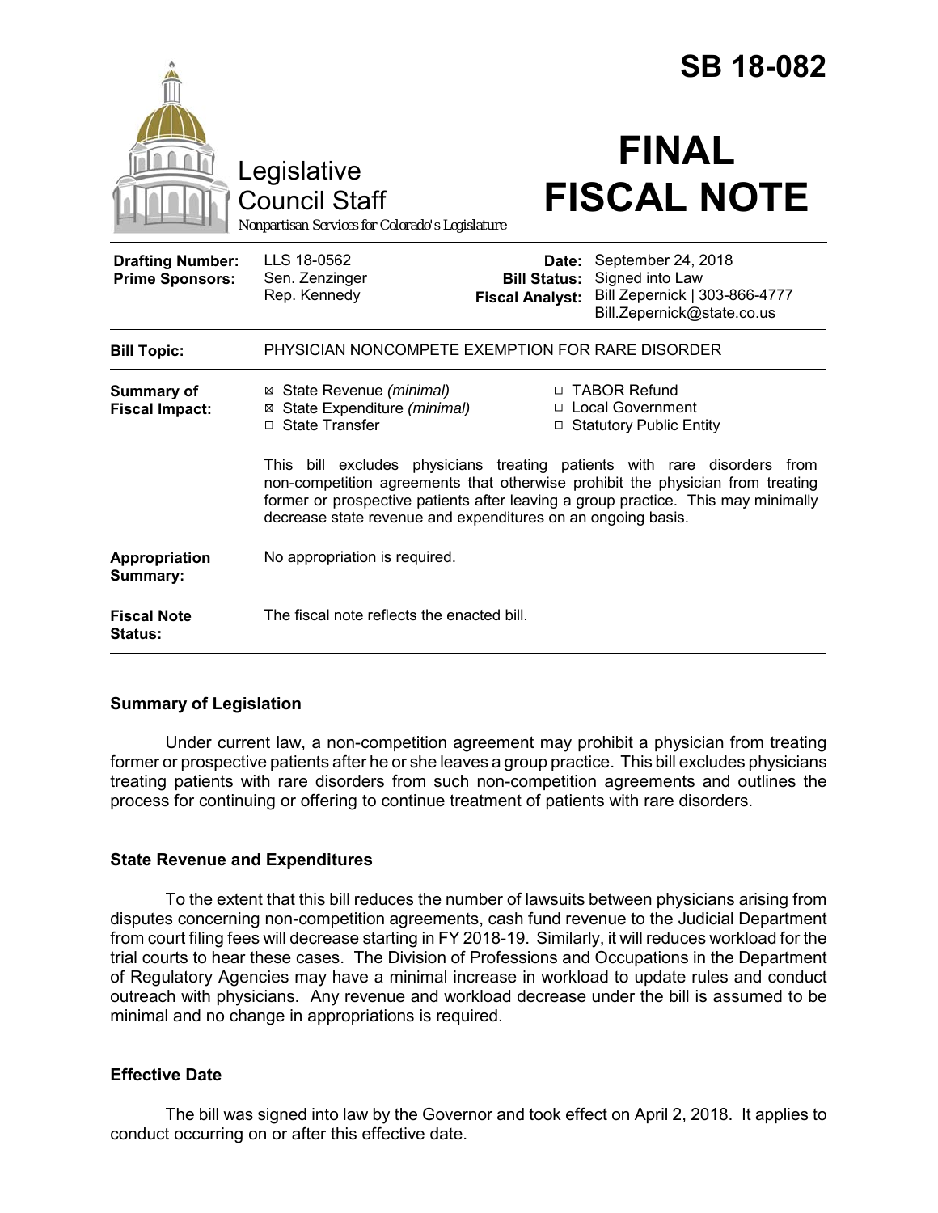# SB 18-082

Legislative Council Staff

Nonpartisan Services for Colorado's Legislature

# FINAL FISCAL NOTE

| | | | |
|---|---|---|---|
| **Drafting Number:** | LLS 18-0562 | **Date:** | September 24, 2018 |
| **Prime Sponsors:** | Sen. Zenzinger<br>Rep. Kennedy | **Bill Status:** | Signed into Law |
| | | **Fiscal Analyst:** | Bill Zepernick \| 303-866-4777<br>Bill.Zepernick@state.co.us |

**Bill Topic:** PHYSICIAN NONCOMPETE EXEMPTION FOR RARE DISORDER

**Summary of Fiscal Impact:**

- ☒ State Revenue *(minimal)*
- ☒ State Expenditure *(minimal)*
- ☐ State Transfer
- ☐ TABOR Refund
- ☐ Local Government
- ☐ Statutory Public Entity

This bill excludes physicians treating patients with rare disorders from non-competition agreements that otherwise prohibit the physician from treating former or prospective patients after leaving a group practice. This may minimally decrease state revenue and expenditures on an ongoing basis.

**Appropriation Summary:** No appropriation is required.

**Fiscal Note Status:** The fiscal note reflects the enacted bill.

## Summary of Legislation

Under current law, a non-competition agreement may prohibit a physician from treating former or prospective patients after he or she leaves a group practice. This bill excludes physicians treating patients with rare disorders from such non-competition agreements and outlines the process for continuing or offering to continue treatment of patients with rare disorders.

## State Revenue and Expenditures

To the extent that this bill reduces the number of lawsuits between physicians arising from disputes concerning non-competition agreements, cash fund revenue to the Judicial Department from court filing fees will decrease starting in FY 2018-19. Similarly, it will reduces workload for the trial courts to hear these cases. The Division of Professions and Occupations in the Department of Regulatory Agencies may have a minimal increase in workload to update rules and conduct outreach with physicians. Any revenue and workload decrease under the bill is assumed to be minimal and no change in appropriations is required.

## Effective Date

The bill was signed into law by the Governor and took effect on April 2, 2018. It applies to conduct occurring on or after this effective date.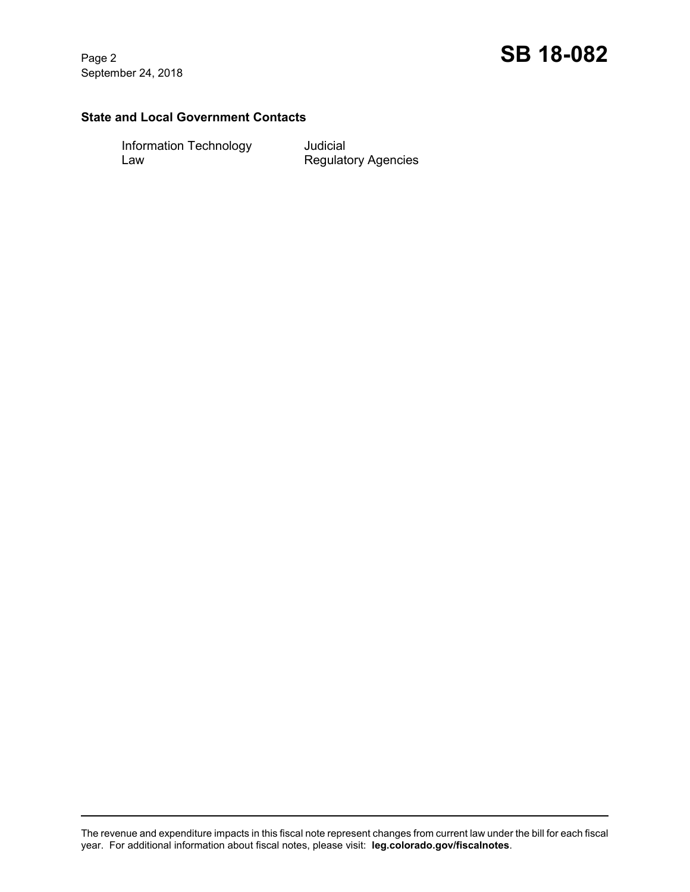### State and Local Government Contacts

| | |
|---|---|
| Information Technology | Judicial |
| Law | Regulatory Agencies |

The revenue and expenditure impacts in this fiscal note represent changes from current law under the bill for each fiscal year. For additional information about fiscal notes, please visit: **leg.colorado.gov/fiscalnotes**.